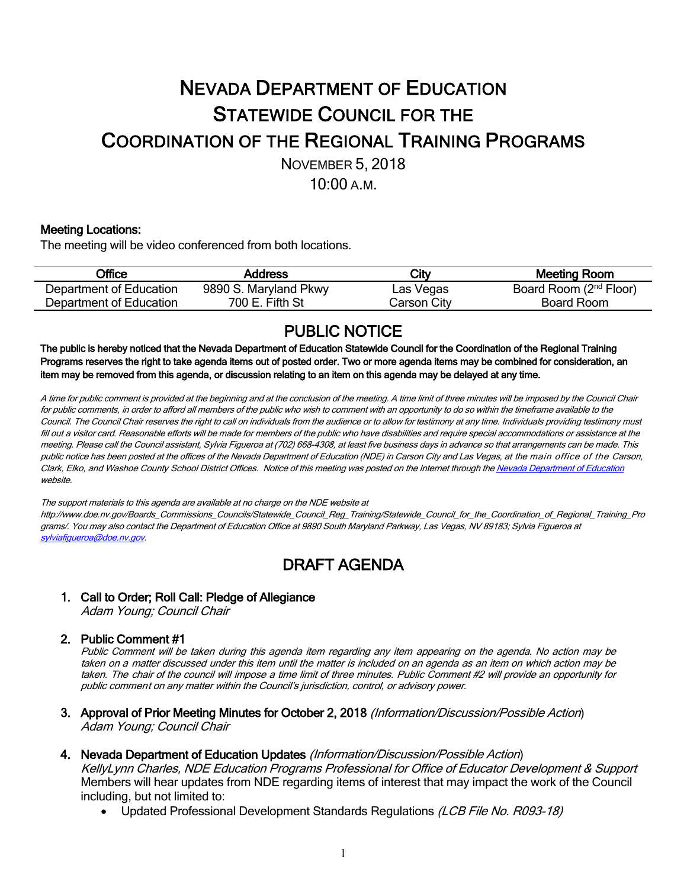# NEVADA DEPARTMENT OF EDUCATION
# STATEWIDE COUNCIL FOR THE
# COORDINATION OF THE REGIONAL TRAINING PROGRAMS

NOVEMBER 5, 2018

10:00 A.M.

**Meeting Locations:**

The meeting will be video conferenced from both locations.

| Office | Address | City | Meeting Room |
|---|---|---|---|
| Department of Education | 9890 S. Maryland Pkwy | Las Vegas | Board Room (2nd Floor) |
| Department of Education | 700 E. Fifth St | Carson City | Board Room |

## PUBLIC NOTICE

**The public is hereby noticed that the Nevada Department of Education Statewide Council for the Coordination of the Regional Training Programs reserves the right to take agenda items out of posted order. Two or more agenda items may be combined for consideration, an item may be removed from this agenda, or discussion relating to an item on this agenda may be delayed at any time.**

*A time for public comment is provided at the beginning and at the conclusion of the meeting. A time limit of three minutes will be imposed by the Council Chair for public comments, in order to afford all members of the public who wish to comment with an opportunity to do so within the timeframe available to the Council. The Council Chair reserves the right to call on individuals from the audience or to allow for testimony at any time. Individuals providing testimony must fill out a visitor card. Reasonable efforts will be made for members of the public who have disabilities and require special accommodations or assistance at the meeting. Please call the Council assistant, Sylvia Figueroa at (702) 668-4308, at least five business days in advance so that arrangements can be made. This public notice has been posted at the offices of the Nevada Department of Education (NDE) in Carson City and Las Vegas, at the main office of the Carson, Clark, Elko, and Washoe County School District Offices. Notice of this meeting was posted on the Internet through the Nevada Department of Education website.*

*The support materials to this agenda are available at no charge on the NDE website at http://www.doe.nv.gov/Boards_Commissions_Councils/Statewide_Council_Reg_Training/Statewide_Council_for_the_Coordination_of_Regional_Training_Programs/. You may also contact the Department of Education Office at 9890 South Maryland Parkway, Las Vegas, NV 89183; Sylvia Figueroa at sylviafigueroa@doe.nv.gov.*

## DRAFT AGENDA

1. **Call to Order; Roll Call: Pledge of Allegiance**
   *Adam Young; Council Chair*

2. **Public Comment #1**
   *Public Comment will be taken during this agenda item regarding any item appearing on the agenda. No action may be taken on a matter discussed under this item until the matter is included on an agenda as an item on which action may be taken. The chair of the council will impose a time limit of three minutes. Public Comment #2 will provide an opportunity for public comment on any matter within the Council's jurisdiction, control, or advisory power.*

3. **Approval of Prior Meeting Minutes for October 2, 2018** *(Information/Discussion/Possible Action)*
   *Adam Young; Council Chair*

4. **Nevada Department of Education Updates** *(Information/Discussion/Possible Action)*
   *KellyLynn Charles, NDE Education Programs Professional for Office of Educator Development & Support*
   Members will hear updates from NDE regarding items of interest that may impact the work of the Council including, but not limited to:
   - Updated Professional Development Standards Regulations *(LCB File No. R093-18)*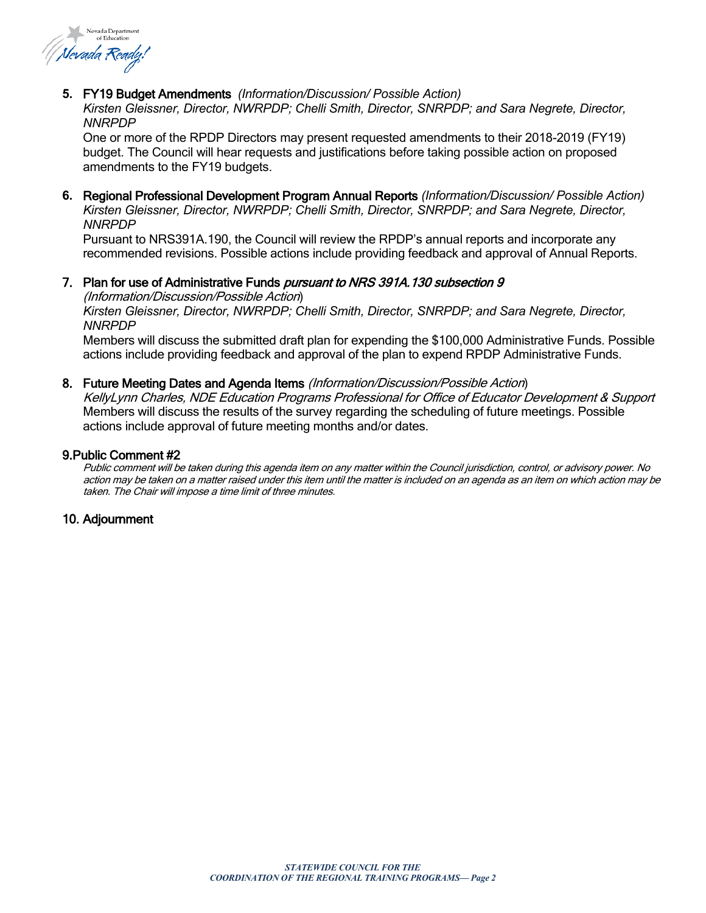5. **FY19 Budget Amendments** *(Information/Discussion/ Possible Action)*
   *Kirsten Gleissner, Director, NWRPDP; Chelli Smith, Director, SNRPDP; and Sara Negrete, Director, NNRPDP*
   One or more of the RPDP Directors may present requested amendments to their 2018-2019 (FY19) budget. The Council will hear requests and justifications before taking possible action on proposed amendments to the FY19 budgets.

6. **Regional Professional Development Program Annual Reports** *(Information/Discussion/ Possible Action)*
   *Kirsten Gleissner, Director, NWRPDP; Chelli Smith, Director, SNRPDP; and Sara Negrete, Director, NNRPDP*
   Pursuant to NRS391A.190, the Council will review the RPDP's annual reports and incorporate any recommended revisions. Possible actions include providing feedback and approval of Annual Reports.

7. **Plan for use of Administrative Funds** *pursuant to NRS 391A.130 subsection 9*
   *(Information/Discussion/Possible Action)*
   *Kirsten Gleissner, Director, NWRPDP; Chelli Smith, Director, SNRPDP; and Sara Negrete, Director, NNRPDP*
   Members will discuss the submitted draft plan for expending the $100,000 Administrative Funds. Possible actions include providing feedback and approval of the plan to expend RPDP Administrative Funds.

8. **Future Meeting Dates and Agenda Items** *(Information/Discussion/Possible Action)*
   *KellyLynn Charles, NDE Education Programs Professional for Office of Educator Development & Support*
   Members will discuss the results of the survey regarding the scheduling of future meetings. Possible actions include approval of future meeting months and/or dates.

**9.Public Comment #2**

*Public comment will be taken during this agenda item on any matter within the Council jurisdiction, control, or advisory power. No action may be taken on a matter raised under this item until the matter is included on an agenda as an item on which action may be taken. The Chair will impose a time limit of three minutes.*

**10. Adjournment**